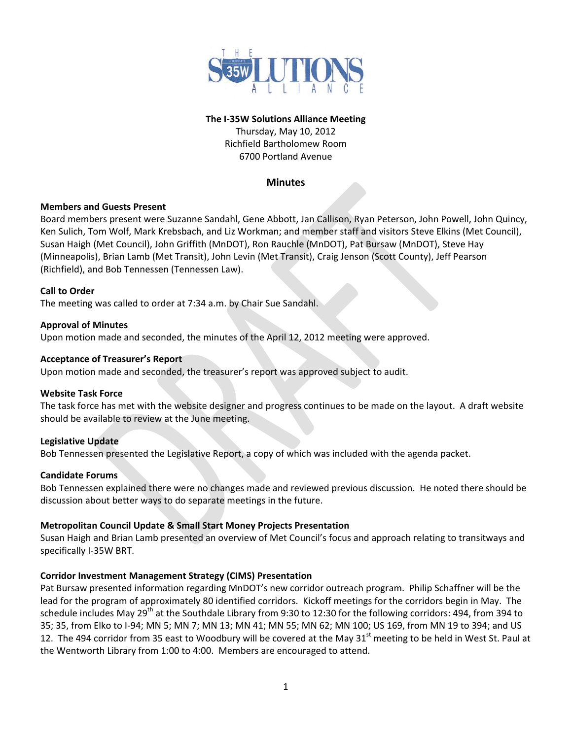# The I-35W Solutions Alliance Meeting

Thursday, May 10, 2012
Richfield Bartholomew Room
6700 Portland Avenue

## Minutes

**Members and Guests Present**
Board members present were Suzanne Sandahl, Gene Abbott, Jan Callison, Ryan Peterson, John Powell, John Quincy, Ken Sulich, Tom Wolf, Mark Krebsbach, and Liz Workman; and member staff and visitors Steve Elkins (Met Council), Susan Haigh (Met Council), John Griffith (MnDOT), Ron Rauchle (MnDOT), Pat Bursaw (MnDOT), Steve Hay (Minneapolis), Brian Lamb (Met Transit), John Levin (Met Transit), Craig Jenson (Scott County), Jeff Pearson (Richfield), and Bob Tennessen (Tennessen Law).

**Call to Order**
The meeting was called to order at 7:34 a.m. by Chair Sue Sandahl.

**Approval of Minutes**
Upon motion made and seconded, the minutes of the April 12, 2012 meeting were approved.

**Acceptance of Treasurer's Report**
Upon motion made and seconded, the treasurer's report was approved subject to audit.

**Website Task Force**
The task force has met with the website designer and progress continues to be made on the layout. A draft website should be available to review at the June meeting.

**Legislative Update**
Bob Tennessen presented the Legislative Report, a copy of which was included with the agenda packet.

**Candidate Forums**
Bob Tennessen explained there were no changes made and reviewed previous discussion. He noted there should be discussion about better ways to do separate meetings in the future.

**Metropolitan Council Update & Small Start Money Projects Presentation**
Susan Haigh and Brian Lamb presented an overview of Met Council's focus and approach relating to transitways and specifically I-35W BRT.

**Corridor Investment Management Strategy (CIMS) Presentation**
Pat Bursaw presented information regarding MnDOT's new corridor outreach program. Philip Schaffner will be the lead for the program of approximately 80 identified corridors. Kickoff meetings for the corridors begin in May. The schedule includes May 29th at the Southdale Library from 9:30 to 12:30 for the following corridors: 494, from 394 to 35; 35, from Elko to I-94; MN 5; MN 7; MN 13; MN 41; MN 55; MN 62; MN 100; US 169, from MN 19 to 394; and US 12. The 494 corridor from 35 east to Woodbury will be covered at the May 31st meeting to be held in West St. Paul at the Wentworth Library from 1:00 to 4:00. Members are encouraged to attend.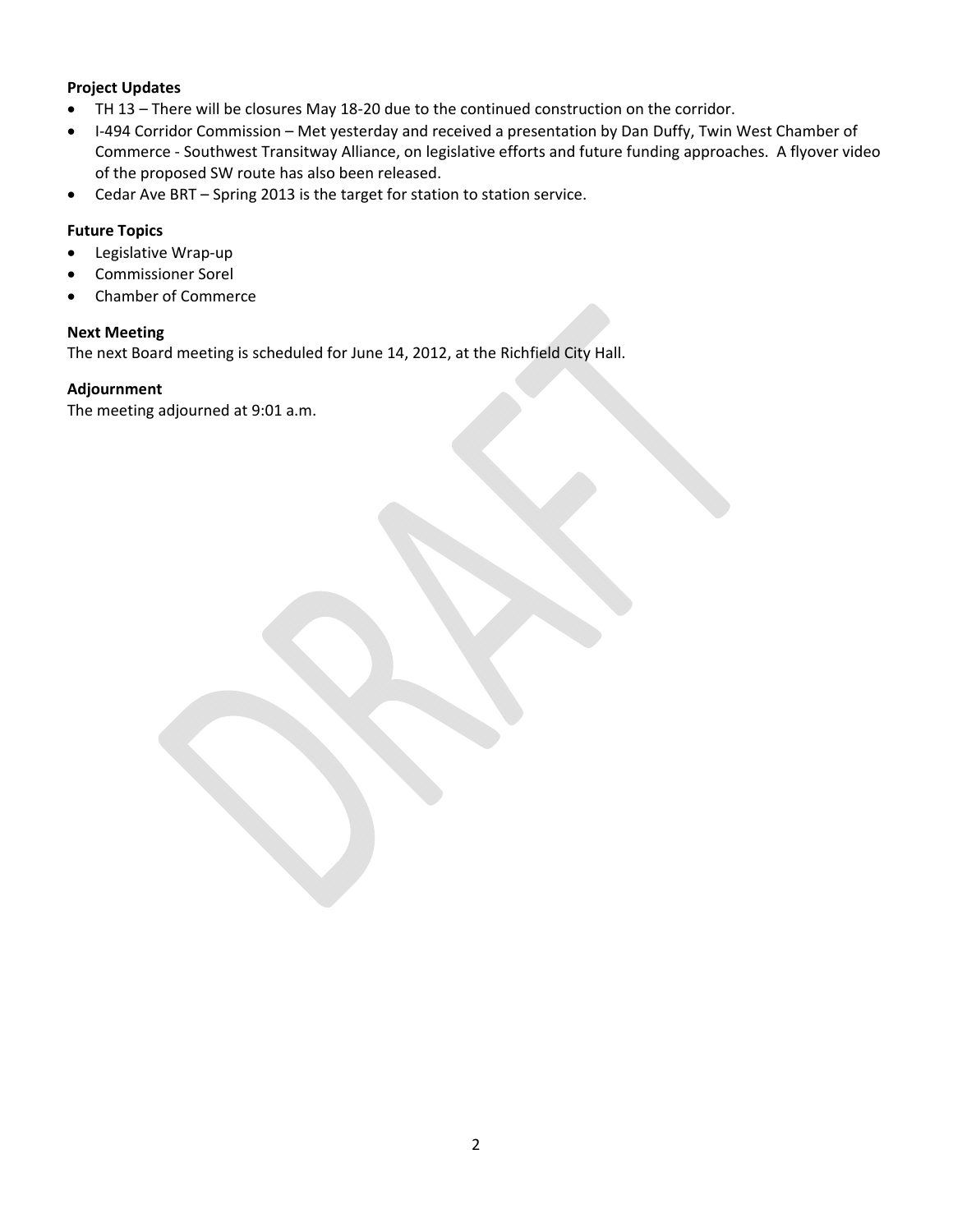**Project Updates**

- TH 13 – There will be closures May 18-20 due to the continued construction on the corridor.
- I-494 Corridor Commission – Met yesterday and received a presentation by Dan Duffy, Twin West Chamber of Commerce - Southwest Transitway Alliance, on legislative efforts and future funding approaches. A flyover video of the proposed SW route has also been released.
- Cedar Ave BRT – Spring 2013 is the target for station to station service.

**Future Topics**

- Legislative Wrap-up
- Commissioner Sorel
- Chamber of Commerce

**Next Meeting**

The next Board meeting is scheduled for June 14, 2012, at the Richfield City Hall.

**Adjournment**

The meeting adjourned at 9:01 a.m.

DRAFT